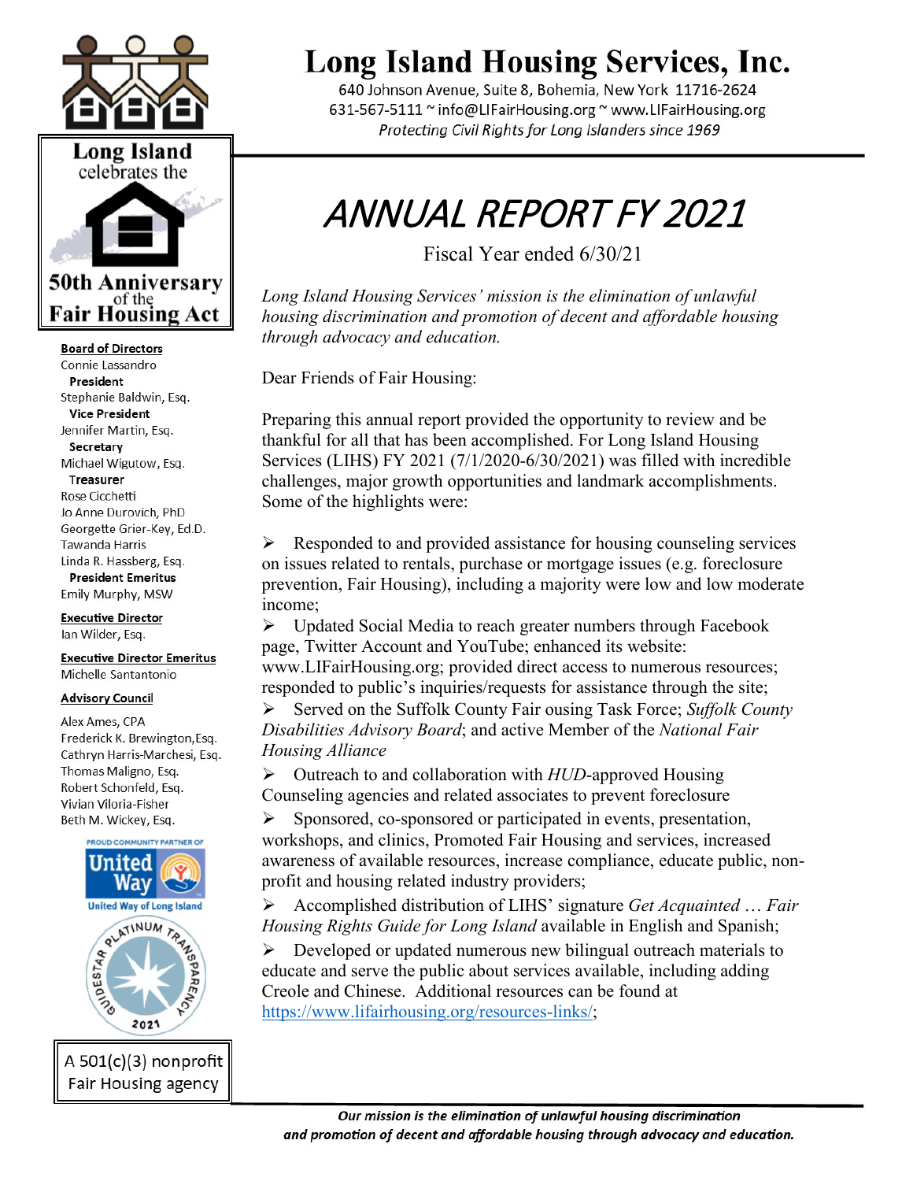# Long Island Housing Services, Inc.

640 Johnson Avenue, Suite 8, Bohemia, New York 11716-2624
631-567-5111 ~ info@LIFairHousing.org ~ www.LIFairHousing.org
*Protecting Civil Rights for Long Islanders since 1969*

Long Island celebrates the 50th Anniversary of the Fair Housing Act

**Board of Directors**
Connie Lassandro
**President**
Stephanie Baldwin, Esq.
**Vice President**
Jennifer Martin, Esq.
**Secretary**
Michael Wigutow, Esq.
**Treasurer**
Rose Cicchetti
Jo Anne Durovich, PhD
Georgette Grier-Key, Ed.D.
Tawanda Harris
Linda R. Hassberg, Esq.
**President Emeritus**
Emily Murphy, MSW

**Executive Director**
Ian Wilder, Esq.

**Executive Director Emeritus**
Michelle Santantonio

**Advisory Council**
Alex Ames, CPA
Frederick K. Brewington,Esq.
Cathryn Harris-Marchesi, Esq.
Thomas Maligno, Esq.
Robert Schonfeld, Esq.
Vivian Viloria-Fisher
Beth M. Wickey, Esq.

PROUD COMMUNITY PARTNER OF United Way — United Way of Long Island

Guidestar Platinum Transparency 2021

A 501(c)(3) nonprofit Fair Housing agency

# *ANNUAL REPORT FY 2021*

Fiscal Year ended 6/30/21

*Long Island Housing Services' mission is the elimination of unlawful housing discrimination and promotion of decent and affordable housing through advocacy and education.*

Dear Friends of Fair Housing:

Preparing this annual report provided the opportunity to review and be thankful for all that has been accomplished. For Long Island Housing Services (LIHS) FY 2021 (7/1/2020-6/30/2021) was filled with incredible challenges, major growth opportunities and landmark accomplishments. Some of the highlights were:

- Responded to and provided assistance for housing counseling services on issues related to rentals, purchase or mortgage issues (e.g. foreclosure prevention, Fair Housing), including a majority were low and low moderate income;
- Updated Social Media to reach greater numbers through Facebook page, Twitter Account and YouTube; enhanced its website: www.LIFairHousing.org; provided direct access to numerous resources; responded to public's inquiries/requests for assistance through the site;
- Served on the Suffolk County Fair ousing Task Force; *Suffolk County Disabilities Advisory Board*; and active Member of the *National Fair Housing Alliance*
- Outreach to and collaboration with *HUD*-approved Housing Counseling agencies and related associates to prevent foreclosure
- Sponsored, co-sponsored or participated in events, presentation, workshops, and clinics, Promoted Fair Housing and services, increased awareness of available resources, increase compliance, educate public, non-profit and housing related industry providers;
- Accomplished distribution of LIHS' signature *Get Acquainted … Fair Housing Rights Guide for Long Island* available in English and Spanish;
- Developed or updated numerous new bilingual outreach materials to educate and serve the public about services available, including adding Creole and Chinese. Additional resources can be found at https://www.lifairhousing.org/resources-links/;

***Our mission is the elimination of unlawful housing discrimination and promotion of decent and affordable housing through advocacy and education.***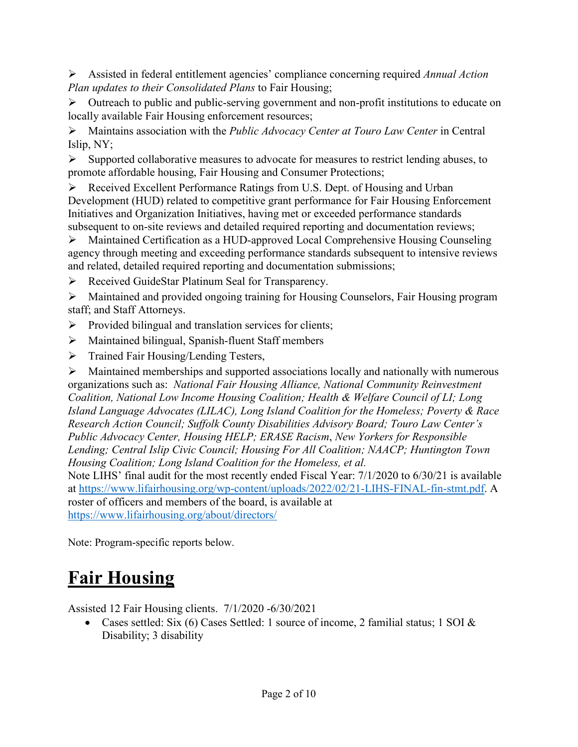- Assisted in federal entitlement agencies' compliance concerning required *Annual Action Plan updates to their Consolidated Plans* to Fair Housing;
- Outreach to public and public-serving government and non-profit institutions to educate on locally available Fair Housing enforcement resources;
- Maintains association with the *Public Advocacy Center at Touro Law Center* in Central Islip, NY;
- Supported collaborative measures to advocate for measures to restrict lending abuses, to promote affordable housing, Fair Housing and Consumer Protections;
- Received Excellent Performance Ratings from U.S. Dept. of Housing and Urban Development (HUD) related to competitive grant performance for Fair Housing Enforcement Initiatives and Organization Initiatives, having met or exceeded performance standards subsequent to on-site reviews and detailed required reporting and documentation reviews;
- Maintained Certification as a HUD-approved Local Comprehensive Housing Counseling agency through meeting and exceeding performance standards subsequent to intensive reviews and related, detailed required reporting and documentation submissions;
- Received GuideStar Platinum Seal for Transparency.
- Maintained and provided ongoing training for Housing Counselors, Fair Housing program staff; and Staff Attorneys.
- Provided bilingual and translation services for clients;
- Maintained bilingual, Spanish-fluent Staff members
- Trained Fair Housing/Lending Testers,
- Maintained memberships and supported associations locally and nationally with numerous organizations such as: *National Fair Housing Alliance, National Community Reinvestment Coalition, National Low Income Housing Coalition; Health & Welfare Council of LI; Long Island Language Advocates (LILAC), Long Island Coalition for the Homeless; Poverty & Race Research Action Council; Suffolk County Disabilities Advisory Board; Touro Law Center's Public Advocacy Center, Housing HELP; ERASE Racism*, *New Yorkers for Responsible Lending; Central Islip Civic Council; Housing For All Coalition; NAACP; Huntington Town Housing Coalition; Long Island Coalition for the Homeless, et al.*

Note LIHS' final audit for the most recently ended Fiscal Year: 7/1/2020 to 6/30/21 is available at [https://www.lifairhousing.org/wp-content/uploads/2022/02/21-LIHS-FINAL-fin-stmt.pdf](https://www.lifairhousing.org/wp-content/uploads/2022/02/21-LIHS-FINAL-fin-stmt.pdf). A roster of officers and members of the board, is available at [https://www.lifairhousing.org/about/directors/](https://www.lifairhousing.org/about/directors/)

Note: Program-specific reports below.

# Fair Housing

Assisted 12 Fair Housing clients. 7/1/2020 -6/30/2021

- Cases settled: Six (6) Cases Settled: 1 source of income, 2 familial status; 1 SOI & Disability; 3 disability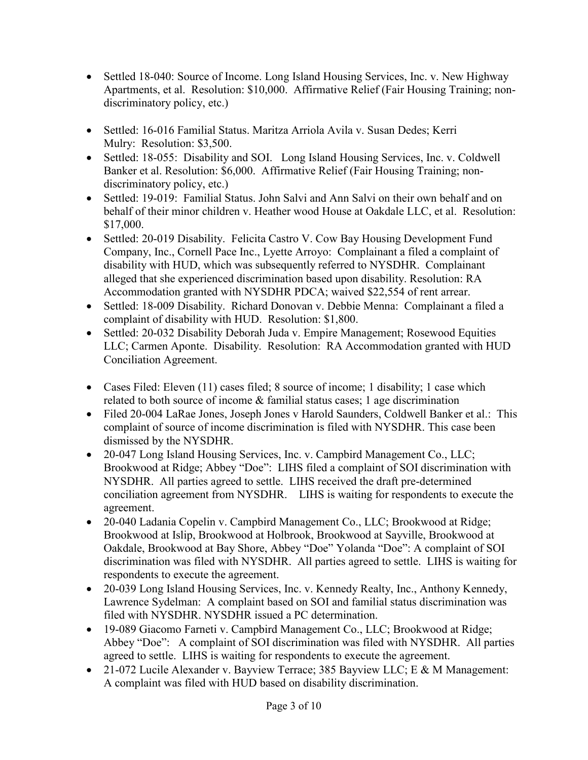- Settled 18-040: Source of Income. Long Island Housing Services, Inc. v. New Highway Apartments, et al. Resolution: $10,000. Affirmative Relief (Fair Housing Training; non-discriminatory policy, etc.)

- Settled: 16-016 Familial Status. Maritza Arriola Avila v. Susan Dedes; Kerri Mulry: Resolution: $3,500.
- Settled: 18-055: Disability and SOI. Long Island Housing Services, Inc. v. Coldwell Banker et al. Resolution: $6,000. Affirmative Relief (Fair Housing Training; non-discriminatory policy, etc.)
- Settled: 19-019: Familial Status. John Salvi and Ann Salvi on their own behalf and on behalf of their minor children v. Heather wood House at Oakdale LLC, et al. Resolution: $17,000.
- Settled: 20-019 Disability. Felicita Castro V. Cow Bay Housing Development Fund Company, Inc., Cornell Pace Inc., Lyette Arroyo: Complainant a filed a complaint of disability with HUD, which was subsequently referred to NYSDHR. Complainant alleged that she experienced discrimination based upon disability. Resolution: RA Accommodation granted with NYSDHR PDCA; waived $22,554 of rent arrear.
- Settled: 18-009 Disability. Richard Donovan v. Debbie Menna: Complainant a filed a complaint of disability with HUD. Resolution: $1,800.
- Settled: 20-032 Disability Deborah Juda v. Empire Management; Rosewood Equities LLC; Carmen Aponte. Disability. Resolution: RA Accommodation granted with HUD Conciliation Agreement.

- Cases Filed: Eleven (11) cases filed; 8 source of income; 1 disability; 1 case which related to both source of income & familial status cases; 1 age discrimination
- Filed 20-004 LaRae Jones, Joseph Jones v Harold Saunders, Coldwell Banker et al.: This complaint of source of income discrimination is filed with NYSDHR. This case been dismissed by the NYSDHR.
- 20-047 Long Island Housing Services, Inc. v. Campbird Management Co., LLC; Brookwood at Ridge; Abbey "Doe": LIHS filed a complaint of SOI discrimination with NYSDHR. All parties agreed to settle. LIHS received the draft pre-determined conciliation agreement from NYSDHR. LIHS is waiting for respondents to execute the agreement.
- 20-040 Ladania Copelin v. Campbird Management Co., LLC; Brookwood at Ridge; Brookwood at Islip, Brookwood at Holbrook, Brookwood at Sayville, Brookwood at Oakdale, Brookwood at Bay Shore, Abbey "Doe" Yolanda "Doe": A complaint of SOI discrimination was filed with NYSDHR. All parties agreed to settle. LIHS is waiting for respondents to execute the agreement.
- 20-039 Long Island Housing Services, Inc. v. Kennedy Realty, Inc., Anthony Kennedy, Lawrence Sydelman: A complaint based on SOI and familial status discrimination was filed with NYSDHR. NYSDHR issued a PC determination.
- 19-089 Giacomo Farneti v. Campbird Management Co., LLC; Brookwood at Ridge; Abbey "Doe": A complaint of SOI discrimination was filed with NYSDHR. All parties agreed to settle. LIHS is waiting for respondents to execute the agreement.
- 21-072 Lucile Alexander v. Bayview Terrace; 385 Bayview LLC; E & M Management: A complaint was filed with HUD based on disability discrimination.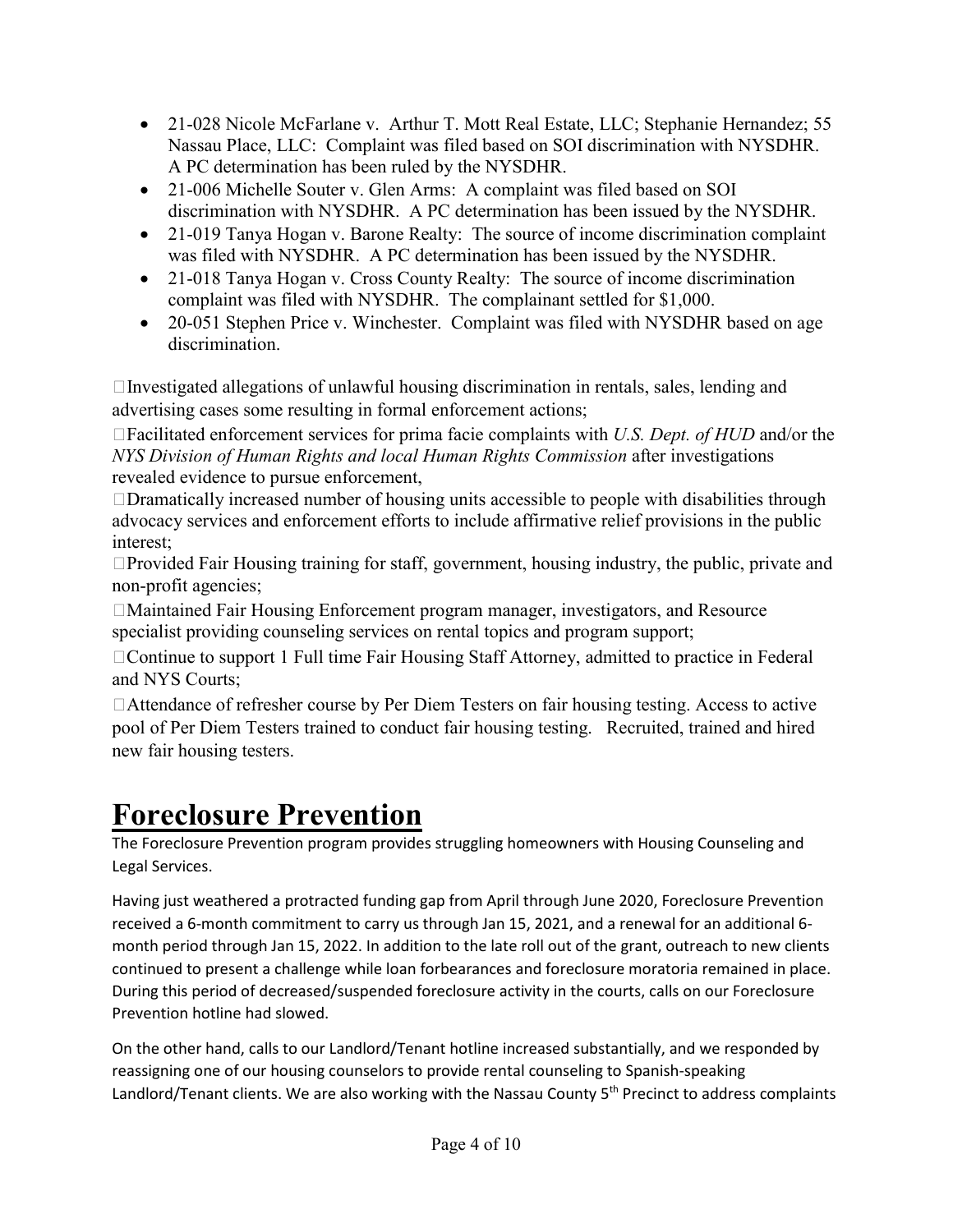- 21-028 Nicole McFarlane v. Arthur T. Mott Real Estate, LLC; Stephanie Hernandez; 55 Nassau Place, LLC: Complaint was filed based on SOI discrimination with NYSDHR. A PC determination has been ruled by the NYSDHR.
- 21-006 Michelle Souter v. Glen Arms: A complaint was filed based on SOI discrimination with NYSDHR. A PC determination has been issued by the NYSDHR.
- 21-019 Tanya Hogan v. Barone Realty: The source of income discrimination complaint was filed with NYSDHR. A PC determination has been issued by the NYSDHR.
- 21-018 Tanya Hogan v. Cross County Realty: The source of income discrimination complaint was filed with NYSDHR. The complainant settled for $1,000.
- 20-051 Stephen Price v. Winchester. Complaint was filed with NYSDHR based on age discrimination.

- Investigated allegations of unlawful housing discrimination in rentals, sales, lending and advertising cases some resulting in formal enforcement actions;
- Facilitated enforcement services for prima facie complaints with *U.S. Dept. of HUD* and/or the *NYS Division of Human Rights and local Human Rights Commission* after investigations revealed evidence to pursue enforcement,
- Dramatically increased number of housing units accessible to people with disabilities through advocacy services and enforcement efforts to include affirmative relief provisions in the public interest;
- Provided Fair Housing training for staff, government, housing industry, the public, private and non-profit agencies;
- Maintained Fair Housing Enforcement program manager, investigators, and Resource specialist providing counseling services on rental topics and program support;
- Continue to support 1 Full time Fair Housing Staff Attorney, admitted to practice in Federal and NYS Courts;
- Attendance of refresher course by Per Diem Testers on fair housing testing. Access to active pool of Per Diem Testers trained to conduct fair housing testing. Recruited, trained and hired new fair housing testers.

# Foreclosure Prevention

The Foreclosure Prevention program provides struggling homeowners with Housing Counseling and Legal Services.

Having just weathered a protracted funding gap from April through June 2020, Foreclosure Prevention received a 6-month commitment to carry us through Jan 15, 2021, and a renewal for an additional 6-month period through Jan 15, 2022. In addition to the late roll out of the grant, outreach to new clients continued to present a challenge while loan forbearances and foreclosure moratoria remained in place. During this period of decreased/suspended foreclosure activity in the courts, calls on our Foreclosure Prevention hotline had slowed.

On the other hand, calls to our Landlord/Tenant hotline increased substantially, and we responded by reassigning one of our housing counselors to provide rental counseling to Spanish-speaking Landlord/Tenant clients. We are also working with the Nassau County 5th Precinct to address complaints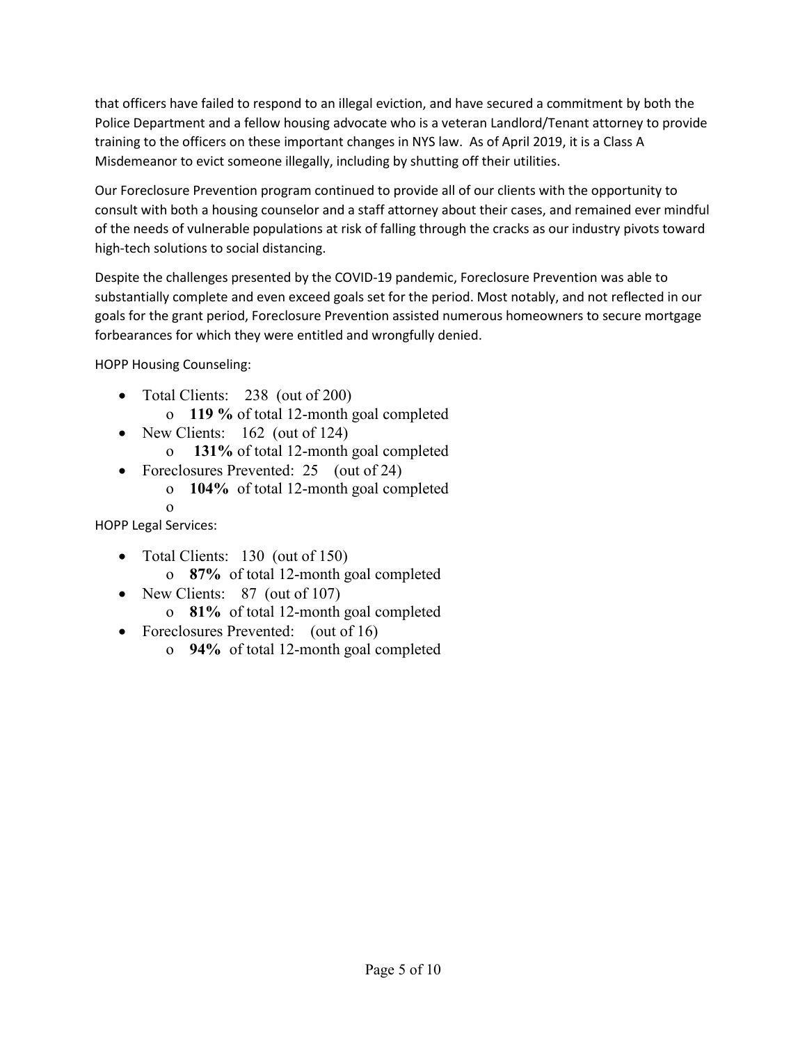that officers have failed to respond to an illegal eviction, and have secured a commitment by both the Police Department and a fellow housing advocate who is a veteran Landlord/Tenant attorney to provide training to the officers on these important changes in NYS law. As of April 2019, it is a Class A Misdemeanor to evict someone illegally, including by shutting off their utilities.

Our Foreclosure Prevention program continued to provide all of our clients with the opportunity to consult with both a housing counselor and a staff attorney about their cases, and remained ever mindful of the needs of vulnerable populations at risk of falling through the cracks as our industry pivots toward high-tech solutions to social distancing.

Despite the challenges presented by the COVID-19 pandemic, Foreclosure Prevention was able to substantially complete and even exceed goals set for the period. Most notably, and not reflected in our goals for the grant period, Foreclosure Prevention assisted numerous homeowners to secure mortgage forbearances for which they were entitled and wrongfully denied.

HOPP Housing Counseling:

- Total Clients: 238 (out of 200)
  - **119 %** of total 12-month goal completed
- New Clients: 162 (out of 124)
  - **131%** of total 12-month goal completed
- Foreclosures Prevented: 25 (out of 24)
  - **104%** of total 12-month goal completed
  -

HOPP Legal Services:

- Total Clients: 130 (out of 150)
  - **87%** of total 12-month goal completed
- New Clients: 87 (out of 107)
  - **81%** of total 12-month goal completed
- Foreclosures Prevented: (out of 16)
  - **94%** of total 12-month goal completed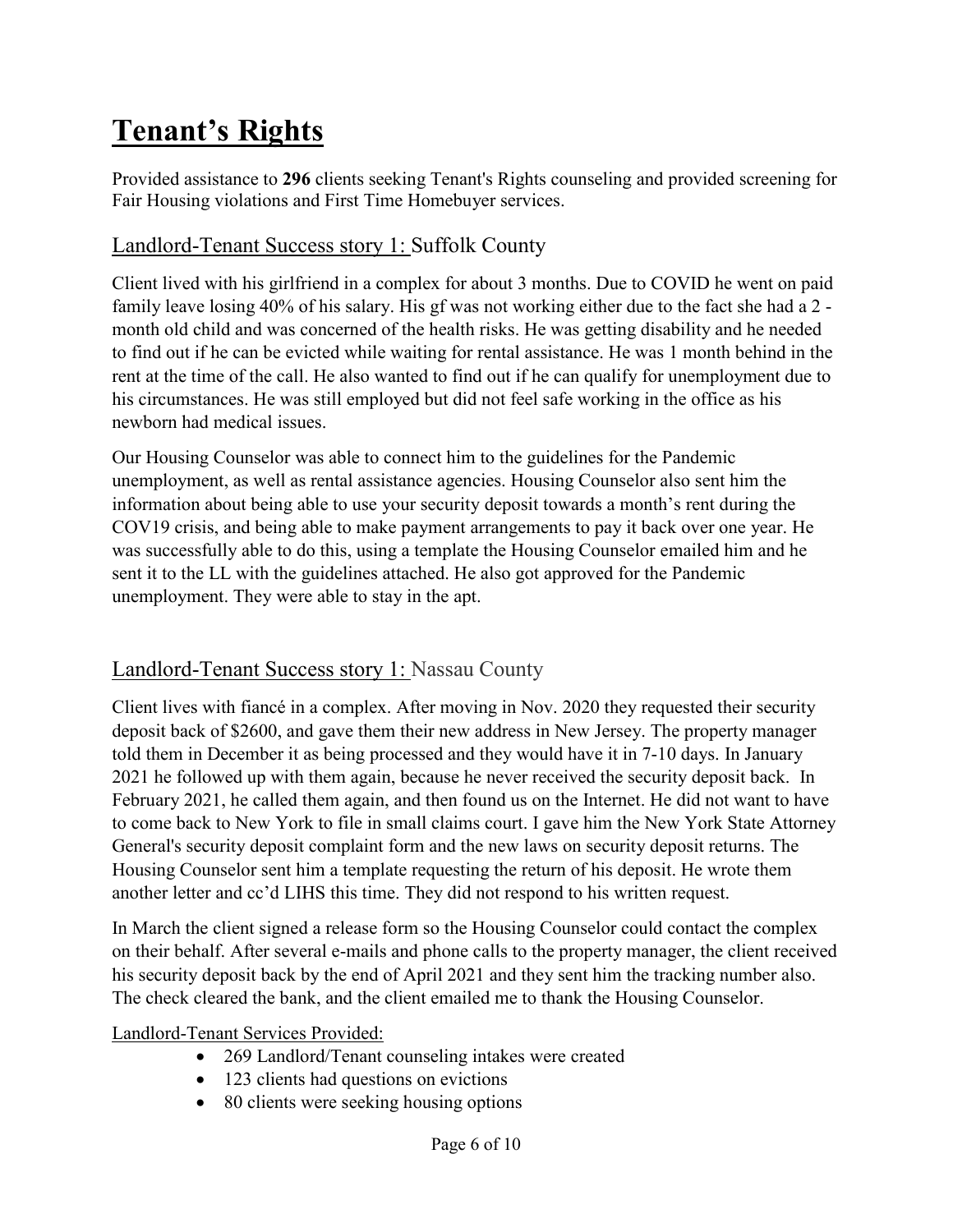# Tenant's Rights

Provided assistance to **296** clients seeking Tenant's Rights counseling and provided screening for Fair Housing violations and First Time Homebuyer services.

## Landlord-Tenant Success story 1: Suffolk County

Client lived with his girlfriend in a complex for about 3 months. Due to COVID he went on paid family leave losing 40% of his salary. His gf was not working either due to the fact she had a 2 - month old child and was concerned of the health risks. He was getting disability and he needed to find out if he can be evicted while waiting for rental assistance. He was 1 month behind in the rent at the time of the call. He also wanted to find out if he can qualify for unemployment due to his circumstances. He was still employed but did not feel safe working in the office as his newborn had medical issues.

Our Housing Counselor was able to connect him to the guidelines for the Pandemic unemployment, as well as rental assistance agencies. Housing Counselor also sent him the information about being able to use your security deposit towards a month's rent during the COV19 crisis, and being able to make payment arrangements to pay it back over one year. He was successfully able to do this, using a template the Housing Counselor emailed him and he sent it to the LL with the guidelines attached. He also got approved for the Pandemic unemployment. They were able to stay in the apt.

## Landlord-Tenant Success story 1: Nassau County

Client lives with fiancé in a complex. After moving in Nov. 2020 they requested their security deposit back of $2600, and gave them their new address in New Jersey. The property manager told them in December it as being processed and they would have it in 7-10 days. In January 2021 he followed up with them again, because he never received the security deposit back. In February 2021, he called them again, and then found us on the Internet. He did not want to have to come back to New York to file in small claims court. I gave him the New York State Attorney General's security deposit complaint form and the new laws on security deposit returns. The Housing Counselor sent him a template requesting the return of his deposit. He wrote them another letter and cc'd LIHS this time. They did not respond to his written request.

In March the client signed a release form so the Housing Counselor could contact the complex on their behalf. After several e-mails and phone calls to the property manager, the client received his security deposit back by the end of April 2021 and they sent him the tracking number also. The check cleared the bank, and the client emailed me to thank the Housing Counselor.

Landlord-Tenant Services Provided:

- 269 Landlord/Tenant counseling intakes were created
- 123 clients had questions on evictions
- 80 clients were seeking housing options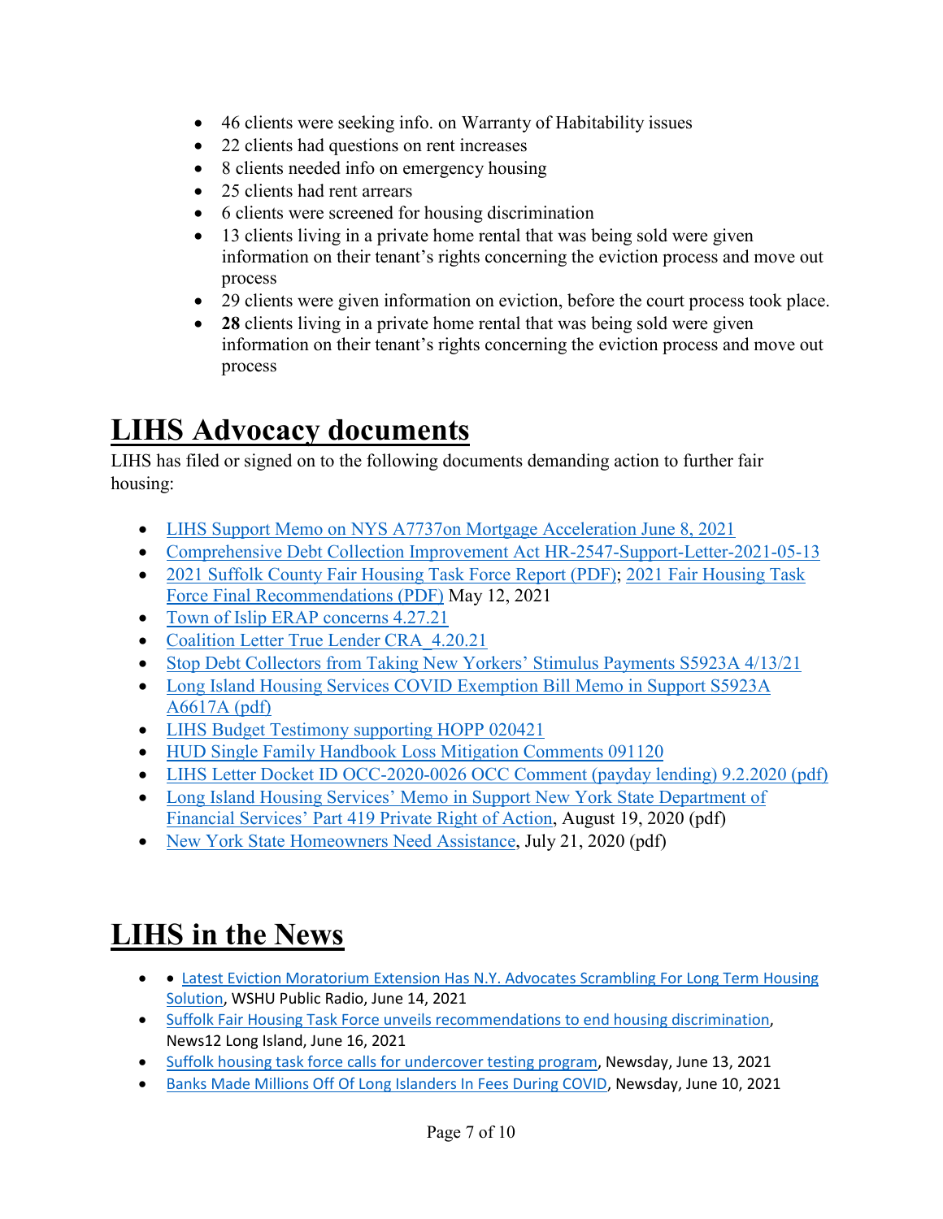- 46 clients were seeking info. on Warranty of Habitability issues
- 22 clients had questions on rent increases
- 8 clients needed info on emergency housing
- 25 clients had rent arrears
- 6 clients were screened for housing discrimination
- 13 clients living in a private home rental that was being sold were given information on their tenant's rights concerning the eviction process and move out process
- 29 clients were given information on eviction, before the court process took place.
- **28** clients living in a private home rental that was being sold were given information on their tenant's rights concerning the eviction process and move out process

# LIHS Advocacy documents

LIHS has filed or signed on to the following documents demanding action to further fair housing:

- LIHS Support Memo on NYS A7737on Mortgage Acceleration June 8, 2021
- Comprehensive Debt Collection Improvement Act HR-2547-Support-Letter-2021-05-13
- 2021 Suffolk County Fair Housing Task Force Report (PDF); 2021 Fair Housing Task Force Final Recommendations (PDF) May 12, 2021
- Town of Islip ERAP concerns 4.27.21
- Coalition Letter True Lender CRA_4.20.21
- Stop Debt Collectors from Taking New Yorkers' Stimulus Payments S5923A 4/13/21
- Long Island Housing Services COVID Exemption Bill Memo in Support S5923A A6617A (pdf)
- LIHS Budget Testimony supporting HOPP 020421
- HUD Single Family Handbook Loss Mitigation Comments 091120
- LIHS Letter Docket ID OCC-2020-0026 OCC Comment (payday lending) 9.2.2020 (pdf)
- Long Island Housing Services' Memo in Support New York State Department of Financial Services' Part 419 Private Right of Action, August 19, 2020 (pdf)
- New York State Homeowners Need Assistance, July 21, 2020 (pdf)

# LIHS in the News

- Latest Eviction Moratorium Extension Has N.Y. Advocates Scrambling For Long Term Housing Solution, WSHU Public Radio, June 14, 2021
- Suffolk Fair Housing Task Force unveils recommendations to end housing discrimination, News12 Long Island, June 16, 2021
- Suffolk housing task force calls for undercover testing program, Newsday, June 13, 2021
- Banks Made Millions Off Of Long Islanders In Fees During COVID, Newsday, June 10, 2021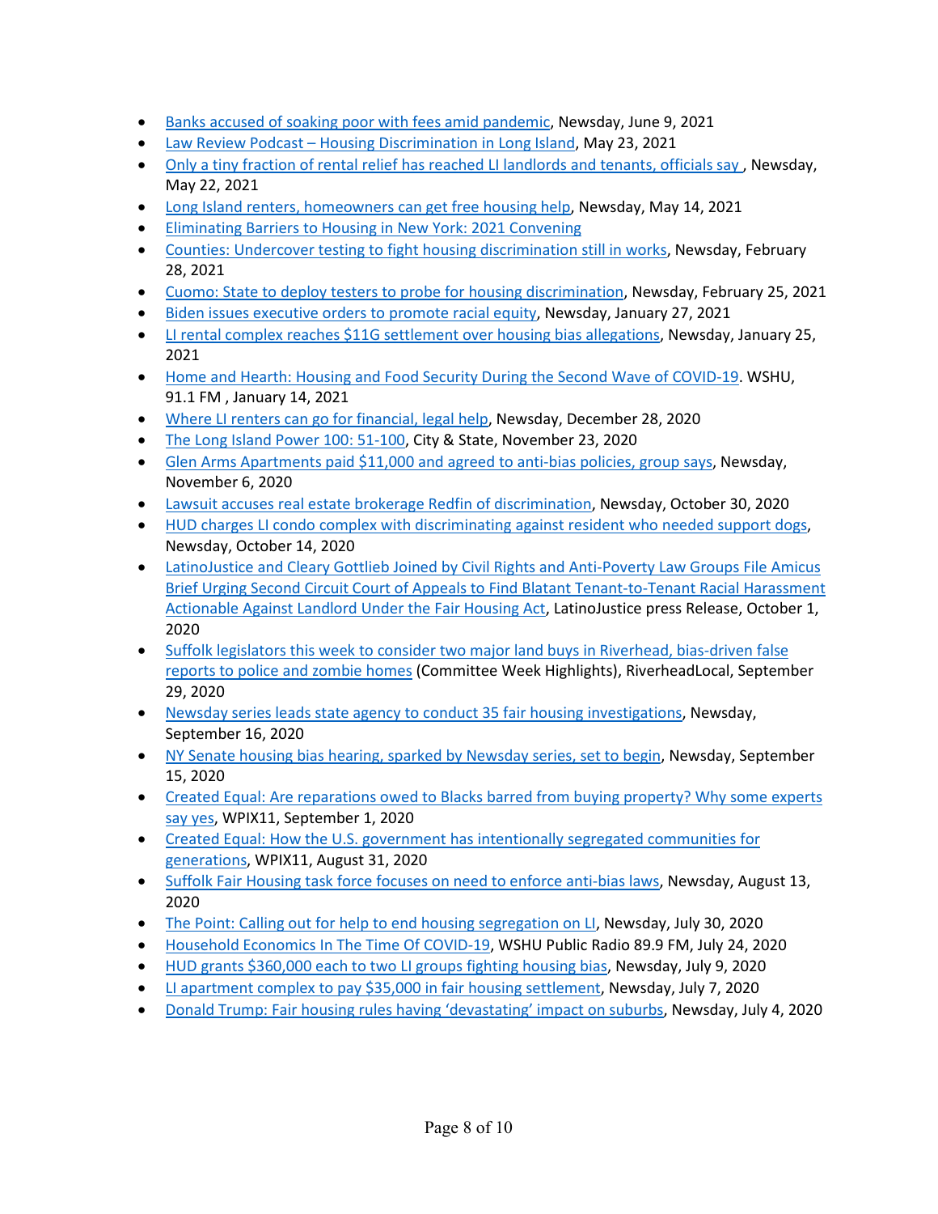- Banks accused of soaking poor with fees amid pandemic, Newsday, June 9, 2021
- Law Review Podcast – Housing Discrimination in Long Island, May 23, 2021
- Only a tiny fraction of rental relief has reached LI landlords and tenants, officials say , Newsday, May 22, 2021
- Long Island renters, homeowners can get free housing help, Newsday, May 14, 2021
- Eliminating Barriers to Housing in New York: 2021 Convening
- Counties: Undercover testing to fight housing discrimination still in works, Newsday, February 28, 2021
- Cuomo: State to deploy testers to probe for housing discrimination, Newsday, February 25, 2021
- Biden issues executive orders to promote racial equity, Newsday, January 27, 2021
- LI rental complex reaches $11G settlement over housing bias allegations, Newsday, January 25, 2021
- Home and Hearth: Housing and Food Security During the Second Wave of COVID-19. WSHU, 91.1 FM , January 14, 2021
- Where LI renters can go for financial, legal help, Newsday, December 28, 2020
- The Long Island Power 100: 51-100, City & State, November 23, 2020
- Glen Arms Apartments paid $11,000 and agreed to anti-bias policies, group says, Newsday, November 6, 2020
- Lawsuit accuses real estate brokerage Redfin of discrimination, Newsday, October 30, 2020
- HUD charges LI condo complex with discriminating against resident who needed support dogs, Newsday, October 14, 2020
- LatinoJustice and Cleary Gottlieb Joined by Civil Rights and Anti-Poverty Law Groups File Amicus Brief Urging Second Circuit Court of Appeals to Find Blatant Tenant-to-Tenant Racial Harassment Actionable Against Landlord Under the Fair Housing Act, LatinoJustice press Release, October 1, 2020
- Suffolk legislators this week to consider two major land buys in Riverhead, bias-driven false reports to police and zombie homes (Committee Week Highlights), RiverheadLocal, September 29, 2020
- Newsday series leads state agency to conduct 35 fair housing investigations, Newsday, September 16, 2020
- NY Senate housing bias hearing, sparked by Newsday series, set to begin, Newsday, September 15, 2020
- Created Equal: Are reparations owed to Blacks barred from buying property? Why some experts say yes, WPIX11, September 1, 2020
- Created Equal: How the U.S. government has intentionally segregated communities for generations, WPIX11, August 31, 2020
- Suffolk Fair Housing task force focuses on need to enforce anti-bias laws, Newsday, August 13, 2020
- The Point: Calling out for help to end housing segregation on LI, Newsday, July 30, 2020
- Household Economics In The Time Of COVID-19, WSHU Public Radio 89.9 FM, July 24, 2020
- HUD grants $360,000 each to two LI groups fighting housing bias, Newsday, July 9, 2020
- LI apartment complex to pay $35,000 in fair housing settlement, Newsday, July 7, 2020
- Donald Trump: Fair housing rules having 'devastating' impact on suburbs, Newsday, July 4, 2020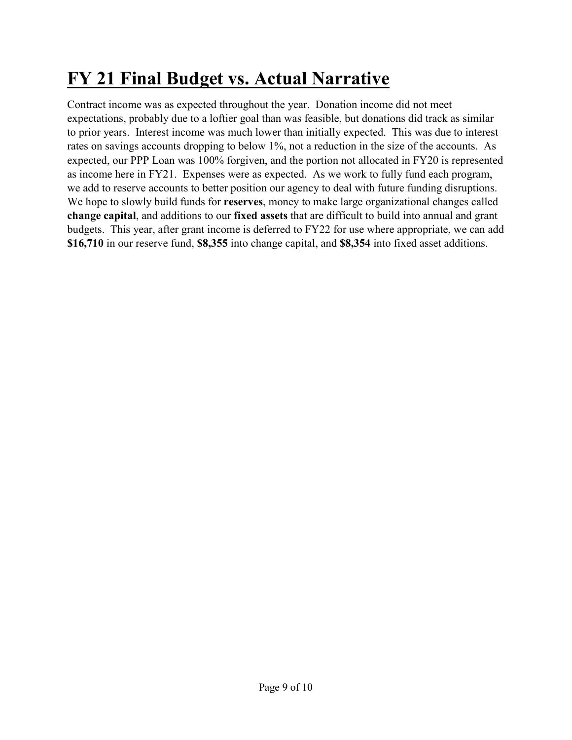# FY 21 Final Budget vs. Actual Narrative

Contract income was as expected throughout the year. Donation income did not meet expectations, probably due to a loftier goal than was feasible, but donations did track as similar to prior years. Interest income was much lower than initially expected. This was due to interest rates on savings accounts dropping to below 1%, not a reduction in the size of the accounts. As expected, our PPP Loan was 100% forgiven, and the portion not allocated in FY20 is represented as income here in FY21. Expenses were as expected. As we work to fully fund each program, we add to reserve accounts to better position our agency to deal with future funding disruptions. We hope to slowly build funds for **reserves**, money to make large organizational changes called **change capital**, and additions to our **fixed assets** that are difficult to build into annual and grant budgets. This year, after grant income is deferred to FY22 for use where appropriate, we can add **$16,710** in our reserve fund, **$8,355** into change capital, and **$8,354** into fixed asset additions.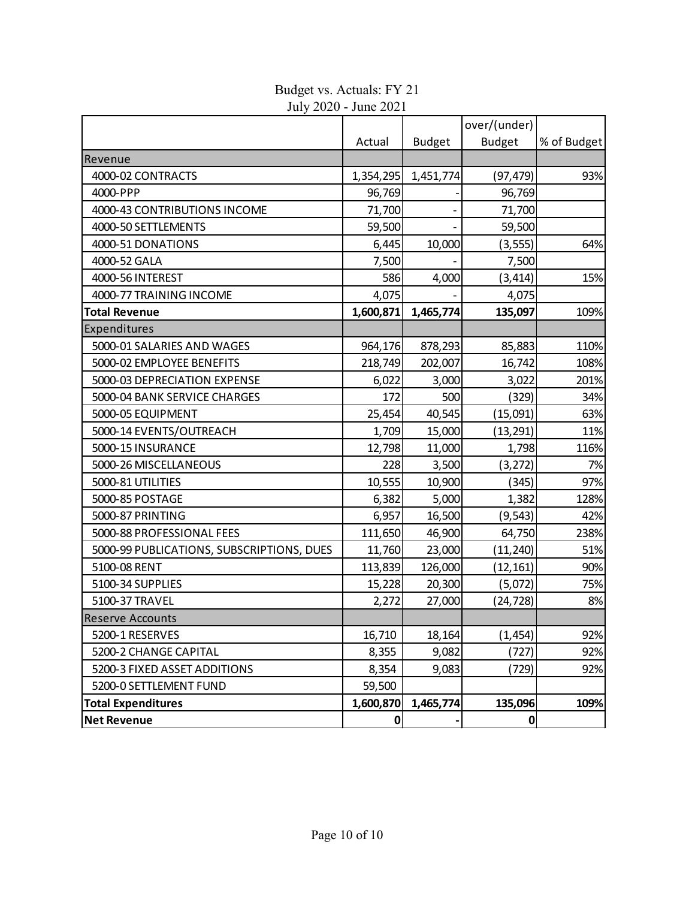## Budget vs. Actuals: FY 21
July 2020 - June 2021

| | Actual | Budget | over/(under) Budget | % of Budget |
|---|---|---|---|---|
| Revenue | | | | |
| 4000-02 CONTRACTS | 1,354,295 | 1,451,774 | (97,479) | 93% |
| 4000-PPP | 96,769 | - | 96,769 | |
| 4000-43 CONTRIBUTIONS INCOME | 71,700 | - | 71,700 | |
| 4000-50 SETTLEMENTS | 59,500 | - | 59,500 | |
| 4000-51 DONATIONS | 6,445 | 10,000 | (3,555) | 64% |
| 4000-52 GALA | 7,500 | - | 7,500 | |
| 4000-56 INTEREST | 586 | 4,000 | (3,414) | 15% |
| 4000-77 TRAINING INCOME | 4,075 | - | 4,075 | |
| **Total Revenue** | **1,600,871** | **1,465,774** | **135,097** | 109% |
| Expenditures | | | | |
| 5000-01 SALARIES AND WAGES | 964,176 | 878,293 | 85,883 | 110% |
| 5000-02 EMPLOYEE BENEFITS | 218,749 | 202,007 | 16,742 | 108% |
| 5000-03 DEPRECIATION EXPENSE | 6,022 | 3,000 | 3,022 | 201% |
| 5000-04 BANK SERVICE CHARGES | 172 | 500 | (329) | 34% |
| 5000-05 EQUIPMENT | 25,454 | 40,545 | (15,091) | 63% |
| 5000-14 EVENTS/OUTREACH | 1,709 | 15,000 | (13,291) | 11% |
| 5000-15 INSURANCE | 12,798 | 11,000 | 1,798 | 116% |
| 5000-26 MISCELLANEOUS | 228 | 3,500 | (3,272) | 7% |
| 5000-81 UTILITIES | 10,555 | 10,900 | (345) | 97% |
| 5000-85 POSTAGE | 6,382 | 5,000 | 1,382 | 128% |
| 5000-87 PRINTING | 6,957 | 16,500 | (9,543) | 42% |
| 5000-88 PROFESSIONAL FEES | 111,650 | 46,900 | 64,750 | 238% |
| 5000-99 PUBLICATIONS, SUBSCRIPTIONS, DUES | 11,760 | 23,000 | (11,240) | 51% |
| 5100-08 RENT | 113,839 | 126,000 | (12,161) | 90% |
| 5100-34 SUPPLIES | 15,228 | 20,300 | (5,072) | 75% |
| 5100-37 TRAVEL | 2,272 | 27,000 | (24,728) | 8% |
| Reserve Accounts | | | | |
| 5200-1 RESERVES | 16,710 | 18,164 | (1,454) | 92% |
| 5200-2 CHANGE CAPITAL | 8,355 | 9,082 | (727) | 92% |
| 5200-3 FIXED ASSET ADDITIONS | 8,354 | 9,083 | (729) | 92% |
| 5200-0 SETTLEMENT FUND | 59,500 | | | |
| **Total Expenditures** | **1,600,870** | **1,465,774** | **135,096** | **109%** |
| **Net Revenue** | **0** | **-** | **0** | |